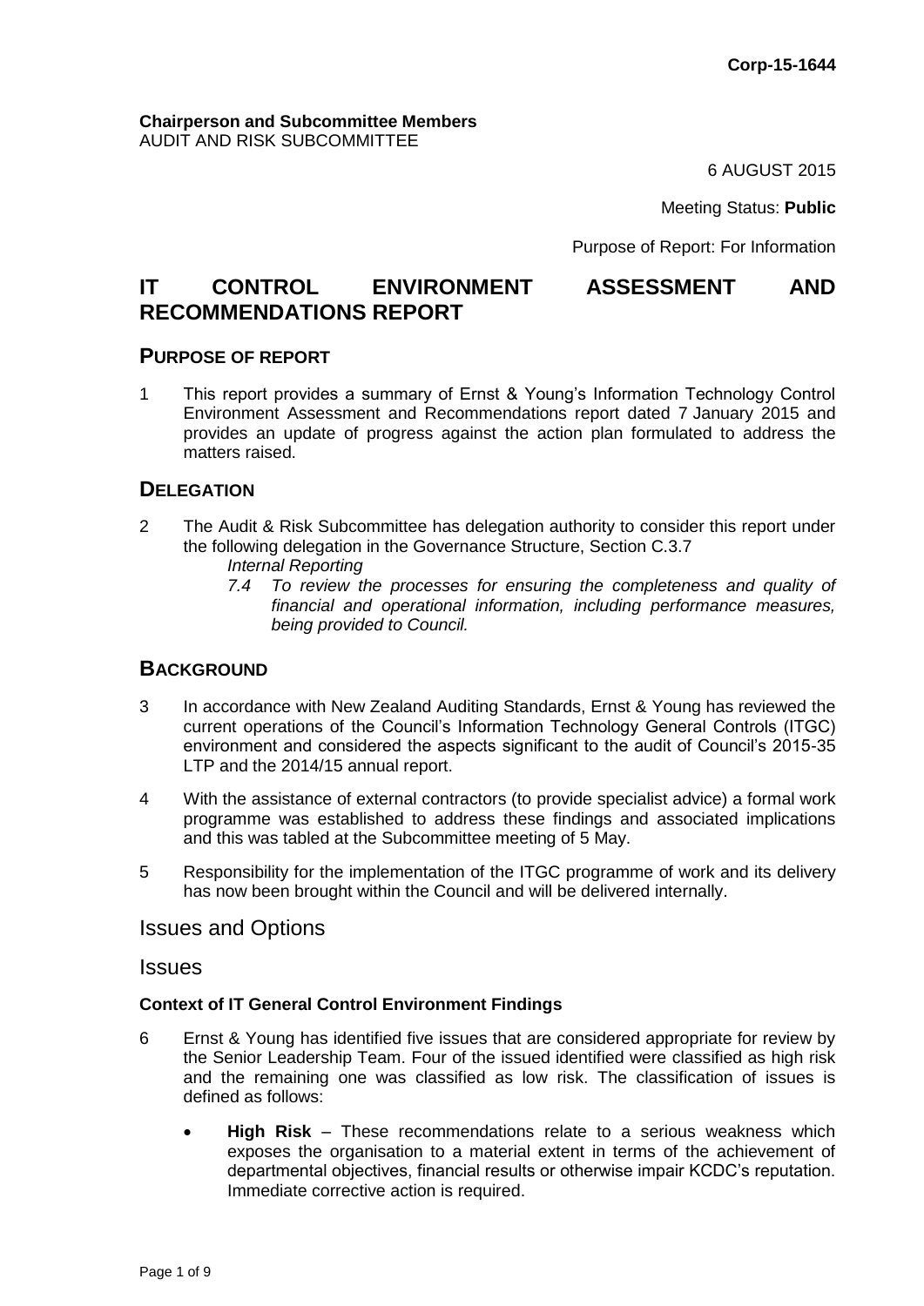**Corp-15-1644**

**Chairperson and Subcommittee Members**
AUDIT AND RISK SUBCOMMITTEE

6 AUGUST 2015

Meeting Status: **Public**

Purpose of Report: For Information

# IT CONTROL ENVIRONMENT ASSESSMENT AND RECOMMENDATIONS REPORT

## PURPOSE OF REPORT

1 This report provides a summary of Ernst & Young's Information Technology Control Environment Assessment and Recommendations report dated 7 January 2015 and provides an update of progress against the action plan formulated to address the matters raised.

## DELEGATION

2 The Audit & Risk Subcommittee has delegation authority to consider this report under the following delegation in the Governance Structure, Section C.3.7

*Internal Reporting*

*7.4 To review the processes for ensuring the completeness and quality of financial and operational information, including performance measures, being provided to Council.*

## BACKGROUND

3 In accordance with New Zealand Auditing Standards, Ernst & Young has reviewed the current operations of the Council's Information Technology General Controls (ITGC) environment and considered the aspects significant to the audit of Council's 2015-35 LTP and the 2014/15 annual report.

4 With the assistance of external contractors (to provide specialist advice) a formal work programme was established to address these findings and associated implications and this was tabled at the Subcommittee meeting of 5 May.

5 Responsibility for the implementation of the ITGC programme of work and its delivery has now been brought within the Council and will be delivered internally.

## Issues and Options

## Issues

### Context of IT General Control Environment Findings

6 Ernst & Young has identified five issues that are considered appropriate for review by the Senior Leadership Team. Four of the issued identified were classified as high risk and the remaining one was classified as low risk. The classification of issues is defined as follows:

- **High Risk** – These recommendations relate to a serious weakness which exposes the organisation to a material extent in terms of the achievement of departmental objectives, financial results or otherwise impair KCDC's reputation. Immediate corrective action is required.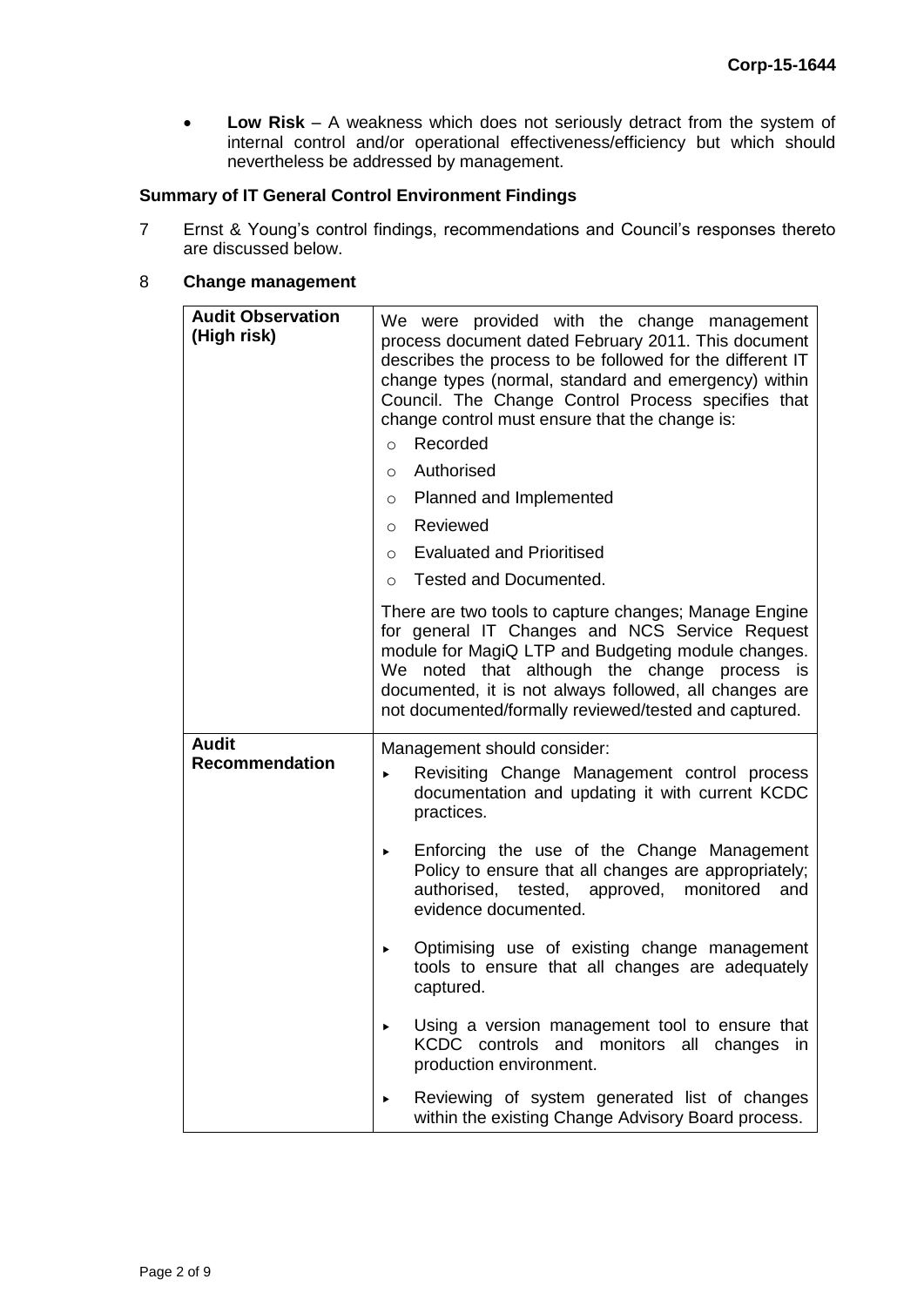- **Low Risk** – A weakness which does not seriously detract from the system of internal control and/or operational effectiveness/efficiency but which should nevertheless be addressed by management.

**Summary of IT General Control Environment Findings**

7 Ernst & Young's control findings, recommendations and Council's responses thereto are discussed below.

8 **Change management**

| | |
|---|---|
| **Audit Observation (High risk)** | We were provided with the change management process document dated February 2011. This document describes the process to be followed for the different IT change types (normal, standard and emergency) within Council. The Change Control Process specifies that change control must ensure that the change is:<br>o Recorded<br>o Authorised<br>o Planned and Implemented<br>o Reviewed<br>o Evaluated and Prioritised<br>o Tested and Documented.<br><br>There are two tools to capture changes; Manage Engine for general IT Changes and NCS Service Request module for MagiQ LTP and Budgeting module changes. We noted that although the change process is documented, it is not always followed, all changes are not documented/formally reviewed/tested and captured. |
| **Audit Recommendation** | Management should consider:<br>▸ Revisiting Change Management control process documentation and updating it with current KCDC practices.<br>▸ Enforcing the use of the Change Management Policy to ensure that all changes are appropriately; authorised, tested, approved, monitored and evidence documented.<br>▸ Optimising use of existing change management tools to ensure that all changes are adequately captured.<br>▸ Using a version management tool to ensure that KCDC controls and monitors all changes in production environment.<br>▸ Reviewing of system generated list of changes within the existing Change Advisory Board process. |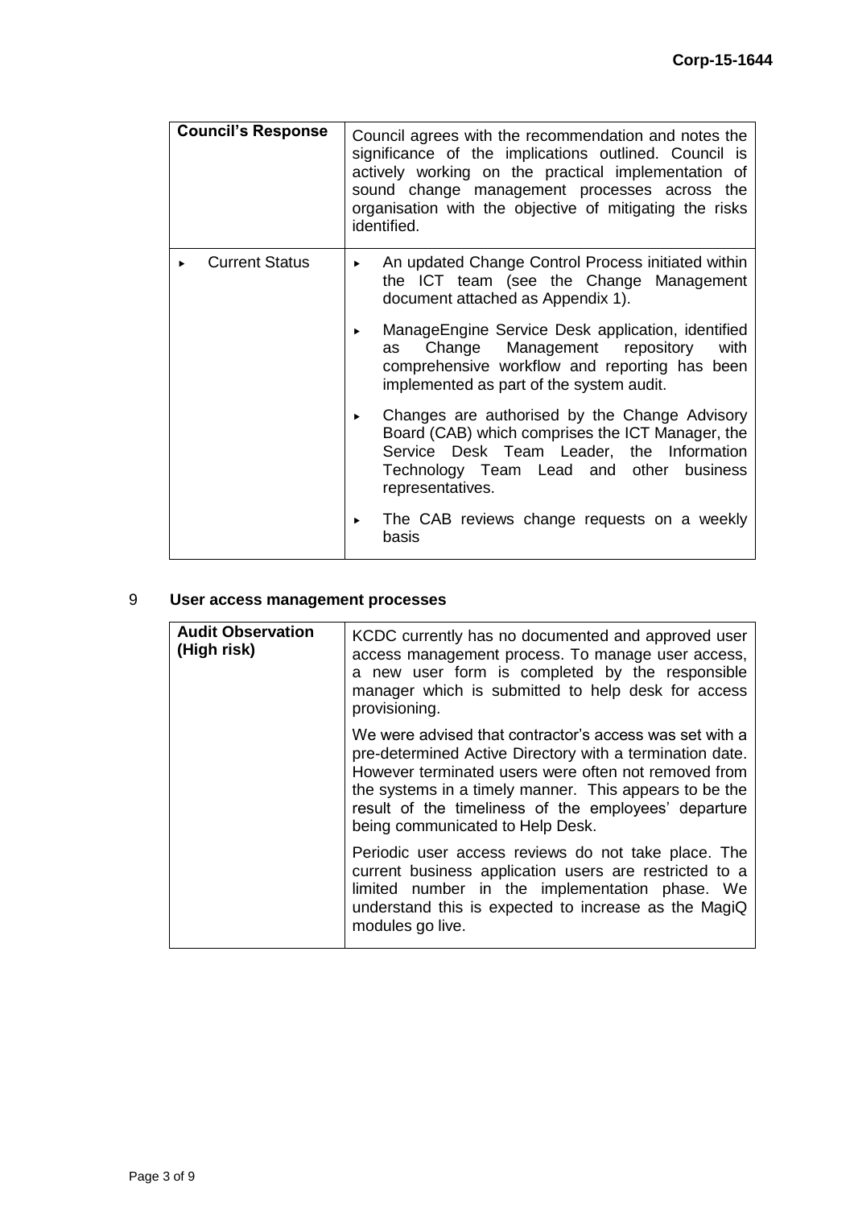| Council's Response | Council agrees with the recommendation and notes the significance of the implications outlined. Council is actively working on the practical implementation of sound change management processes across the organisation with the objective of mitigating the risks identified. |
|---|---|
| ▸ Current Status | ▸ An updated Change Control Process initiated within the ICT team (see the Change Management document attached as Appendix 1).<br><br>▸ ManageEngine Service Desk application, identified as Change Management repository with comprehensive workflow and reporting has been implemented as part of the system audit.<br><br>▸ Changes are authorised by the Change Advisory Board (CAB) which comprises the ICT Manager, the Service Desk Team Leader, the Information Technology Team Lead and other business representatives.<br><br>▸ The CAB reviews change requests on a weekly basis |

## 9 User access management processes

| Audit Observation (High risk) | KCDC currently has no documented and approved user access management process. To manage user access, a new user form is completed by the responsible manager which is submitted to help desk for access provisioning.<br><br>We were advised that contractor's access was set with a pre-determined Active Directory with a termination date. However terminated users were often not removed from the systems in a timely manner. This appears to be the result of the timeliness of the employees' departure being communicated to Help Desk.<br><br>Periodic user access reviews do not take place. The current business application users are restricted to a limited number in the implementation phase. We understand this is expected to increase as the MagiQ modules go live. |
|---|---|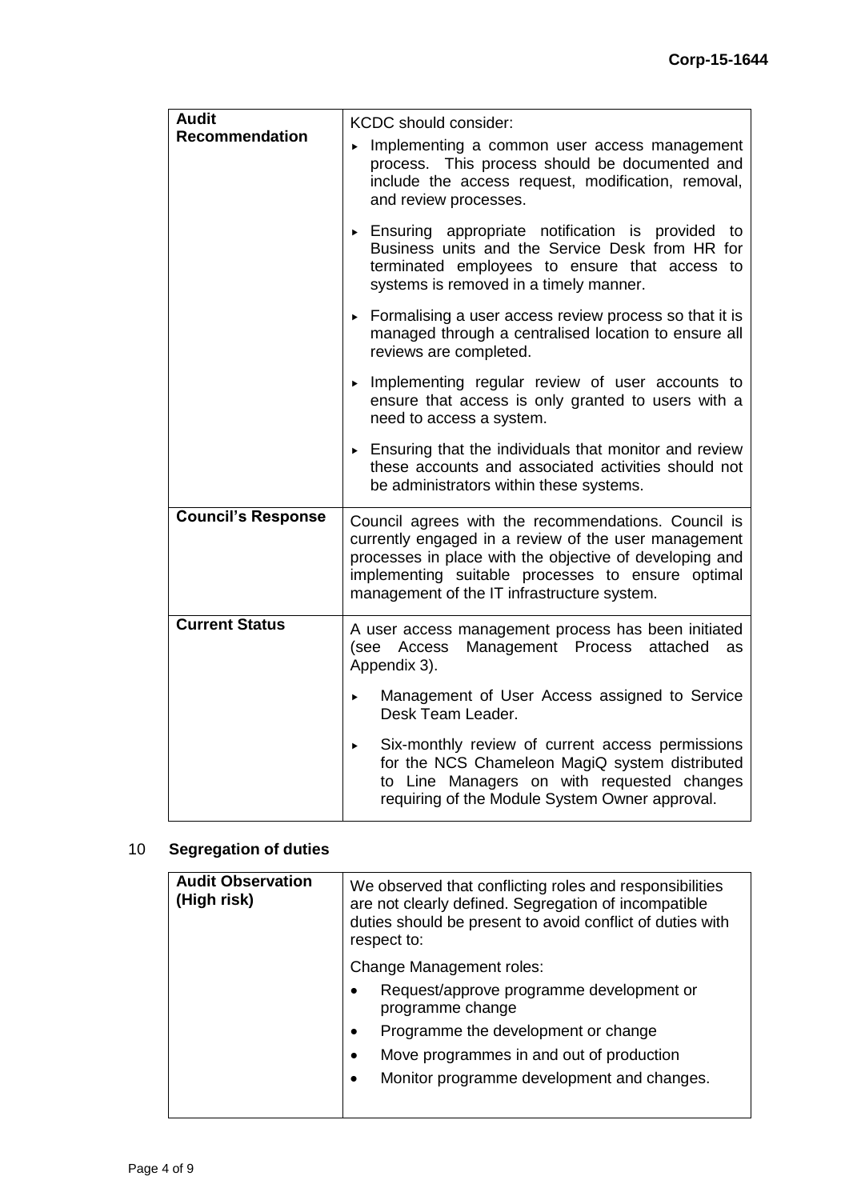| | |
|---|---|
| **Audit Recommendation** | KCDC should consider:<br>▸ Implementing a common user access management process. This process should be documented and include the access request, modification, removal, and review processes.<br>▸ Ensuring appropriate notification is provided to Business units and the Service Desk from HR for terminated employees to ensure that access to systems is removed in a timely manner.<br>▸ Formalising a user access review process so that it is managed through a centralised location to ensure all reviews are completed.<br>▸ Implementing regular review of user accounts to ensure that access is only granted to users with a need to access a system.<br>▸ Ensuring that the individuals that monitor and review these accounts and associated activities should not be administrators within these systems. |
| **Council's Response** | Council agrees with the recommendations. Council is currently engaged in a review of the user management processes in place with the objective of developing and implementing suitable processes to ensure optimal management of the IT infrastructure system. |
| **Current Status** | A user access management process has been initiated (see Access Management Process attached as Appendix 3).<br>▸ Management of User Access assigned to Service Desk Team Leader.<br>▸ Six-monthly review of current access permissions for the NCS Chameleon MagiQ system distributed to Line Managers on with requested changes requiring of the Module System Owner approval. |

## 10 Segregation of duties

| | |
|---|---|
| **Audit Observation (High risk)** | We observed that conflicting roles and responsibilities are not clearly defined. Segregation of incompatible duties should be present to avoid conflict of duties with respect to:<br>Change Management roles:<br>• Request/approve programme development or programme change<br>• Programme the development or change<br>• Move programmes in and out of production<br>• Monitor programme development and changes. |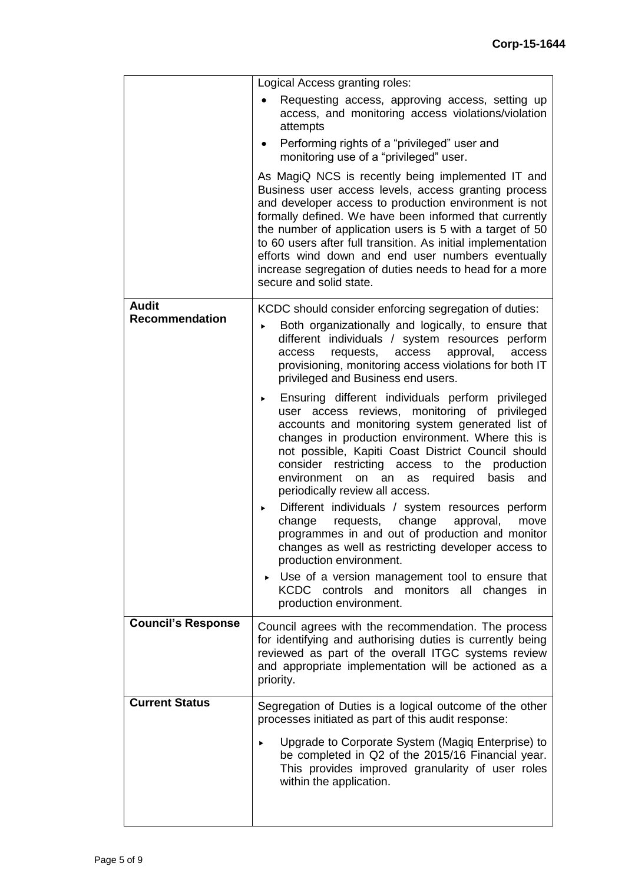| | |
|---|---|
| | Logical Access granting roles:<br>• Requesting access, approving access, setting up access, and monitoring access violations/violation attempts<br>• Performing rights of a "privileged" user and monitoring use of a "privileged" user.<br><br>As MagiQ NCS is recently being implemented IT and Business user access levels, access granting process and developer access to production environment is not formally defined. We have been informed that currently the number of application users is 5 with a target of 50 to 60 users after full transition. As initial implementation efforts wind down and end user numbers eventually increase segregation of duties needs to head for a more secure and solid state. |
| **Audit Recommendation** | KCDC should consider enforcing segregation of duties:<br>▸ Both organizationally and logically, to ensure that different individuals / system resources perform access requests, access approval, access provisioning, monitoring access violations for both IT privileged and Business end users.<br>▸ Ensuring different individuals perform privileged user access reviews, monitoring of privileged accounts and monitoring system generated list of changes in production environment. Where this is not possible, Kapiti Coast District Council should consider restricting access to the production environment on an as required basis and periodically review all access.<br>▸ Different individuals / system resources perform change requests, change approval, move programmes in and out of production and monitor changes as well as restricting developer access to production environment.<br>▸ Use of a version management tool to ensure that KCDC controls and monitors all changes in production environment. |
| **Council's Response** | Council agrees with the recommendation. The process for identifying and authorising duties is currently being reviewed as part of the overall ITGC systems review and appropriate implementation will be actioned as a priority. |
| **Current Status** | Segregation of Duties is a logical outcome of the other processes initiated as part of this audit response:<br>▸ Upgrade to Corporate System (Magiq Enterprise) to be completed in Q2 of the 2015/16 Financial year. This provides improved granularity of user roles within the application. |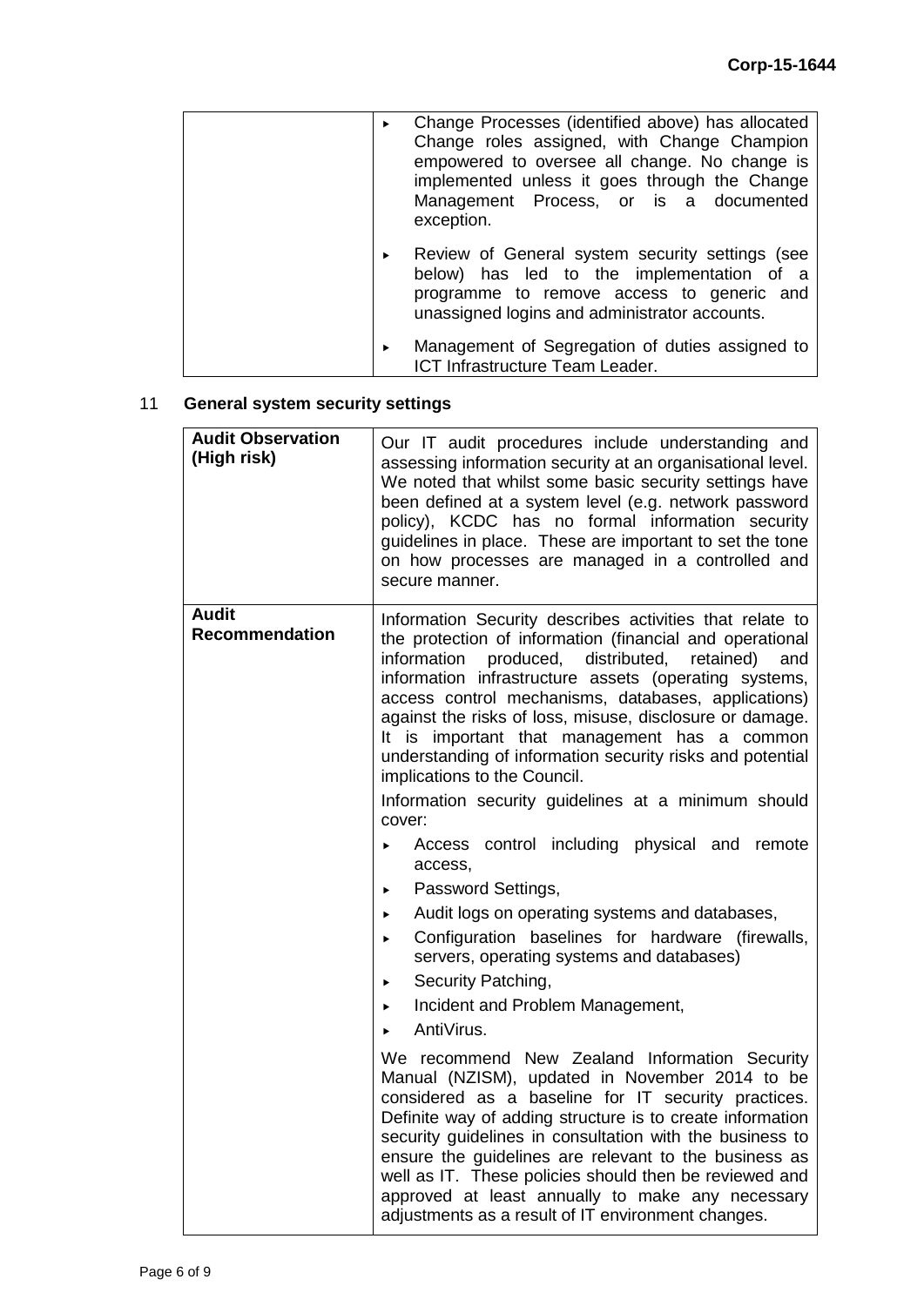| | |
|---|---|
| | ▸ Change Processes (identified above) has allocated Change roles assigned, with Change Champion empowered to oversee all change. No change is implemented unless it goes through the Change Management Process, or is a documented exception.<br>▸ Review of General system security settings (see below) has led to the implementation of a programme to remove access to generic and unassigned logins and administrator accounts.<br>▸ Management of Segregation of duties assigned to ICT Infrastructure Team Leader. |

## 11 General system security settings

| | |
|---|---|
| **Audit Observation (High risk)** | Our IT audit procedures include understanding and assessing information security at an organisational level. We noted that whilst some basic security settings have been defined at a system level (e.g. network password policy), KCDC has no formal information security guidelines in place. These are important to set the tone on how processes are managed in a controlled and secure manner. |
| **Audit Recommendation** | Information Security describes activities that relate to the protection of information (financial and operational information produced, distributed, retained) and information infrastructure assets (operating systems, access control mechanisms, databases, applications) against the risks of loss, misuse, disclosure or damage. It is important that management has a common understanding of information security risks and potential implications to the Council.<br><br>Information security guidelines at a minimum should cover:<br>▸ Access control including physical and remote access,<br>▸ Password Settings,<br>▸ Audit logs on operating systems and databases,<br>▸ Configuration baselines for hardware (firewalls, servers, operating systems and databases)<br>▸ Security Patching,<br>▸ Incident and Problem Management,<br>▸ AntiVirus.<br><br>We recommend New Zealand Information Security Manual (NZISM), updated in November 2014 to be considered as a baseline for IT security practices. Definite way of adding structure is to create information security guidelines in consultation with the business to ensure the guidelines are relevant to the business as well as IT. These policies should then be reviewed and approved at least annually to make any necessary adjustments as a result of IT environment changes. |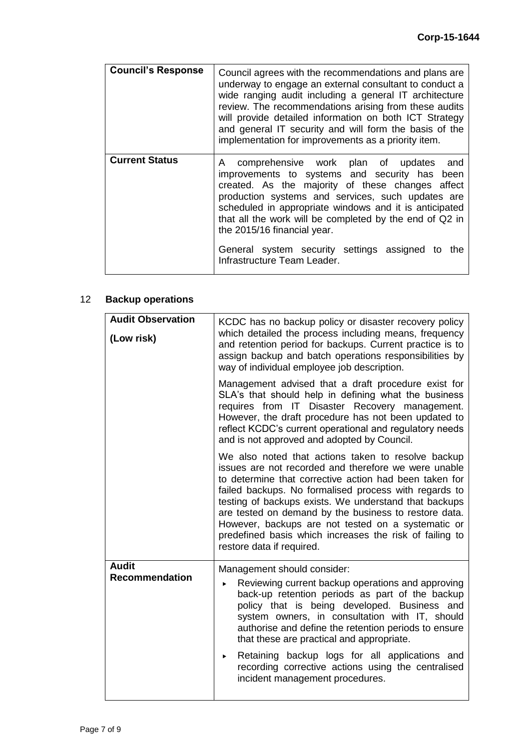| | |
|---|---|
| **Council's Response** | Council agrees with the recommendations and plans are underway to engage an external consultant to conduct a wide ranging audit including a general IT architecture review. The recommendations arising from these audits will provide detailed information on both ICT Strategy and general IT security and will form the basis of the implementation for improvements as a priority item. |
| **Current Status** | A comprehensive work plan of updates and improvements to systems and security has been created. As the majority of these changes affect production systems and services, such updates are scheduled in appropriate windows and it is anticipated that all the work will be completed by the end of Q2 in the 2015/16 financial year.<br><br>General system security settings assigned to the Infrastructure Team Leader. |

## 12 Backup operations

| | |
|---|---|
| **Audit Observation**<br><br>**(Low risk)** | KCDC has no backup policy or disaster recovery policy which detailed the process including means, frequency and retention period for backups. Current practice is to assign backup and batch operations responsibilities by way of individual employee job description.<br><br>Management advised that a draft procedure exist for SLA's that should help in defining what the business requires from IT Disaster Recovery management. However, the draft procedure has not been updated to reflect KCDC's current operational and regulatory needs and is not approved and adopted by Council.<br><br>We also noted that actions taken to resolve backup issues are not recorded and therefore we were unable to determine that corrective action had been taken for failed backups. No formalised process with regards to testing of backups exists. We understand that backups are tested on demand by the business to restore data. However, backups are not tested on a systematic or predefined basis which increases the risk of failing to restore data if required. |
| **Audit Recommendation** | Management should consider:<br><br>▸ Reviewing current backup operations and approving back-up retention periods as part of the backup policy that is being developed. Business and system owners, in consultation with IT, should authorise and define the retention periods to ensure that these are practical and appropriate.<br><br>▸ Retaining backup logs for all applications and recording corrective actions using the centralised incident management procedures. |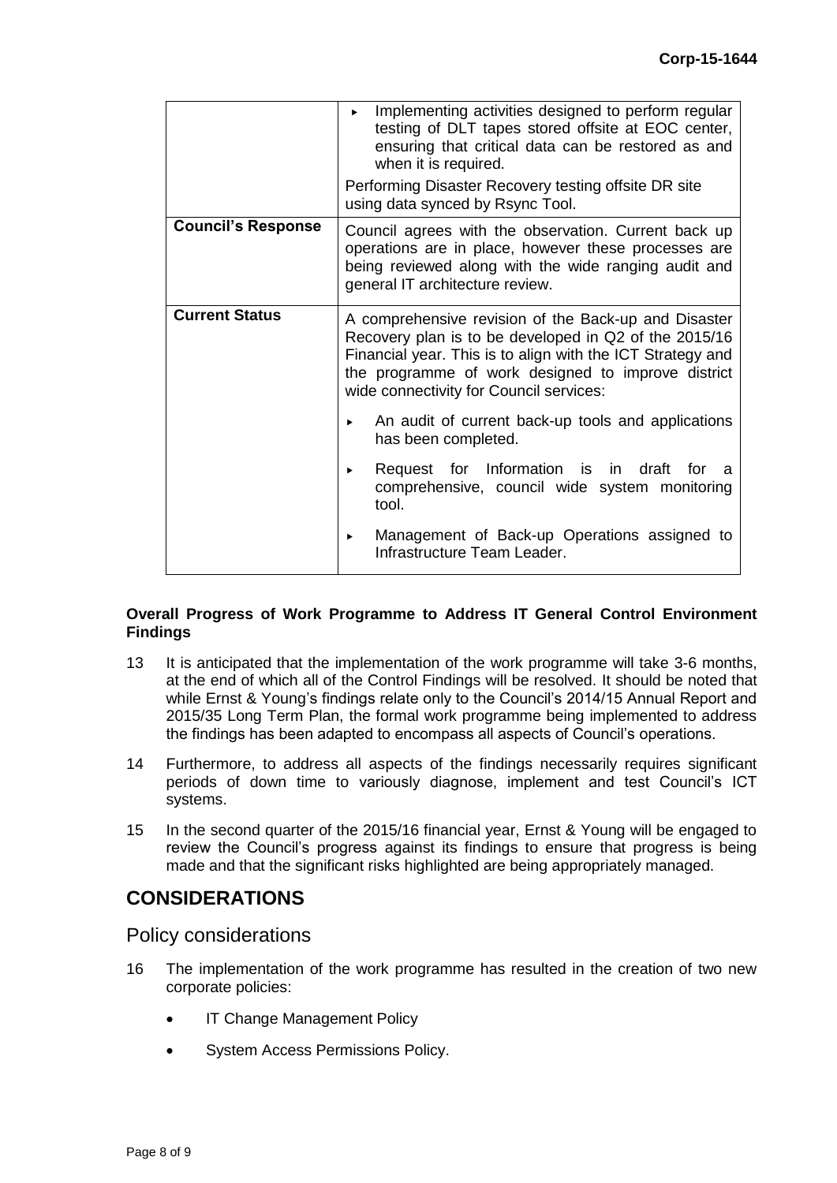| | |
|---|---|
| | ▸ Implementing activities designed to perform regular testing of DLT tapes stored offsite at EOC center, ensuring that critical data can be restored as and when it is required.<br><br>Performing Disaster Recovery testing offsite DR site using data synced by Rsync Tool. |
| **Council's Response** | Council agrees with the observation. Current back up operations are in place, however these processes are being reviewed along with the wide ranging audit and general IT architecture review. |
| **Current Status** | A comprehensive revision of the Back-up and Disaster Recovery plan is to be developed in Q2 of the 2015/16 Financial year. This is to align with the ICT Strategy and the programme of work designed to improve district wide connectivity for Council services:<br><br>▸ An audit of current back-up tools and applications has been completed.<br><br>▸ Request for Information is in draft for a comprehensive, council wide system monitoring tool.<br><br>▸ Management of Back-up Operations assigned to Infrastructure Team Leader. |

**Overall Progress of Work Programme to Address IT General Control Environment Findings**

13 It is anticipated that the implementation of the work programme will take 3-6 months, at the end of which all of the Control Findings will be resolved. It should be noted that while Ernst & Young's findings relate only to the Council's 2014/15 Annual Report and 2015/35 Long Term Plan, the formal work programme being implemented to address the findings has been adapted to encompass all aspects of Council's operations.

14 Furthermore, to address all aspects of the findings necessarily requires significant periods of down time to variously diagnose, implement and test Council's ICT systems.

15 In the second quarter of the 2015/16 financial year, Ernst & Young will be engaged to review the Council's progress against its findings to ensure that progress is being made and that the significant risks highlighted are being appropriately managed.

## CONSIDERATIONS

### Policy considerations

16 The implementation of the work programme has resulted in the creation of two new corporate policies:

- IT Change Management Policy
- System Access Permissions Policy.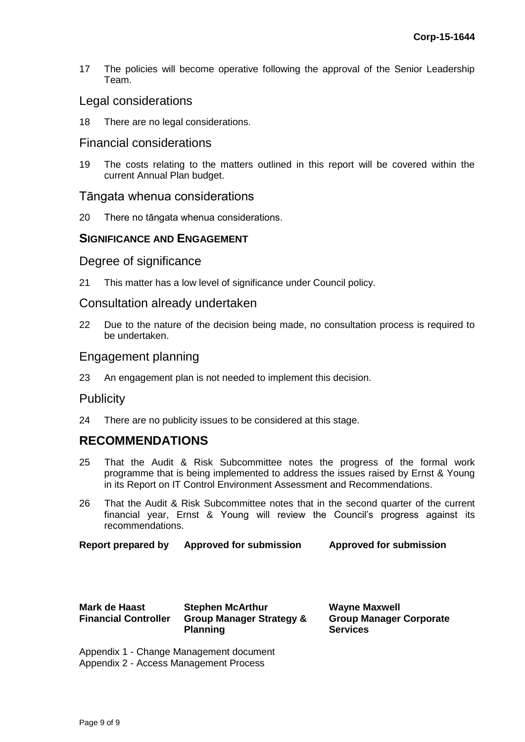17 The policies will become operative following the approval of the Senior Leadership Team.

## Legal considerations

18 There are no legal considerations.

## Financial considerations

19 The costs relating to the matters outlined in this report will be covered within the current Annual Plan budget.

## Tāngata whenua considerations

20 There no tāngata whenua considerations.

### SIGNIFICANCE AND ENGAGEMENT

## Degree of significance

21 This matter has a low level of significance under Council policy.

## Consultation already undertaken

22 Due to the nature of the decision being made, no consultation process is required to be undertaken.

## Engagement planning

23 An engagement plan is not needed to implement this decision.

## Publicity

24 There are no publicity issues to be considered at this stage.

# RECOMMENDATIONS

25 That the Audit & Risk Subcommittee notes the progress of the formal work programme that is being implemented to address the issues raised by Ernst & Young in its Report on IT Control Environment Assessment and Recommendations.

26 That the Audit & Risk Subcommittee notes that in the second quarter of the current financial year, Ernst & Young will review the Council's progress against its recommendations.

| Report prepared by | Approved for submission | Approved for submission |
|---|---|---|
| **Mark de Haast** | **Stephen McArthur** | **Wayne Maxwell** |
| **Financial Controller** | **Group Manager Strategy & Planning** | **Group Manager Corporate Services** |

Appendix 1 - Change Management document
Appendix 2 - Access Management Process